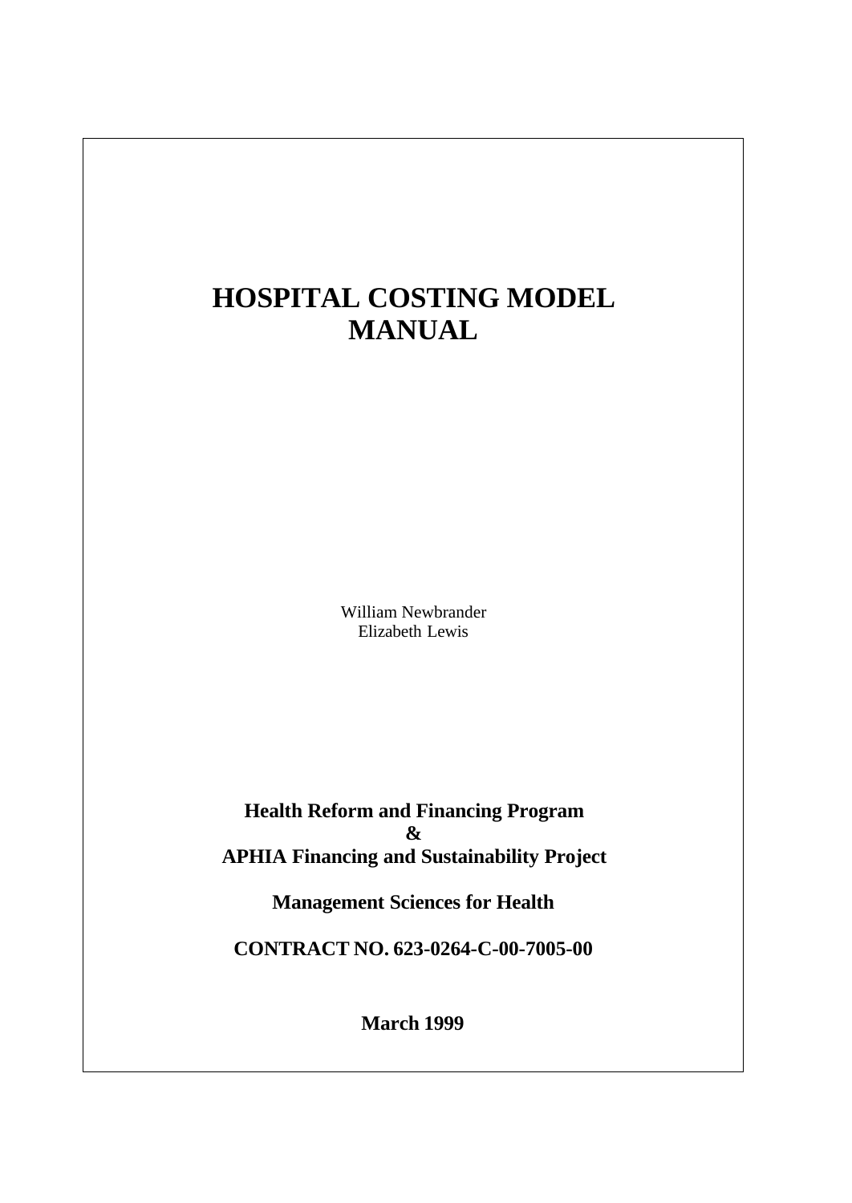# HOSPITAL COSTING MODEL MANUAL

William Newbrander
Elizabeth Lewis

**Health Reform and Financing Program**
**&**
**APHIA Financing and Sustainability Project**

**Management Sciences for Health**

**CONTRACT NO. 623-0264-C-00-7005-00**

**March 1999**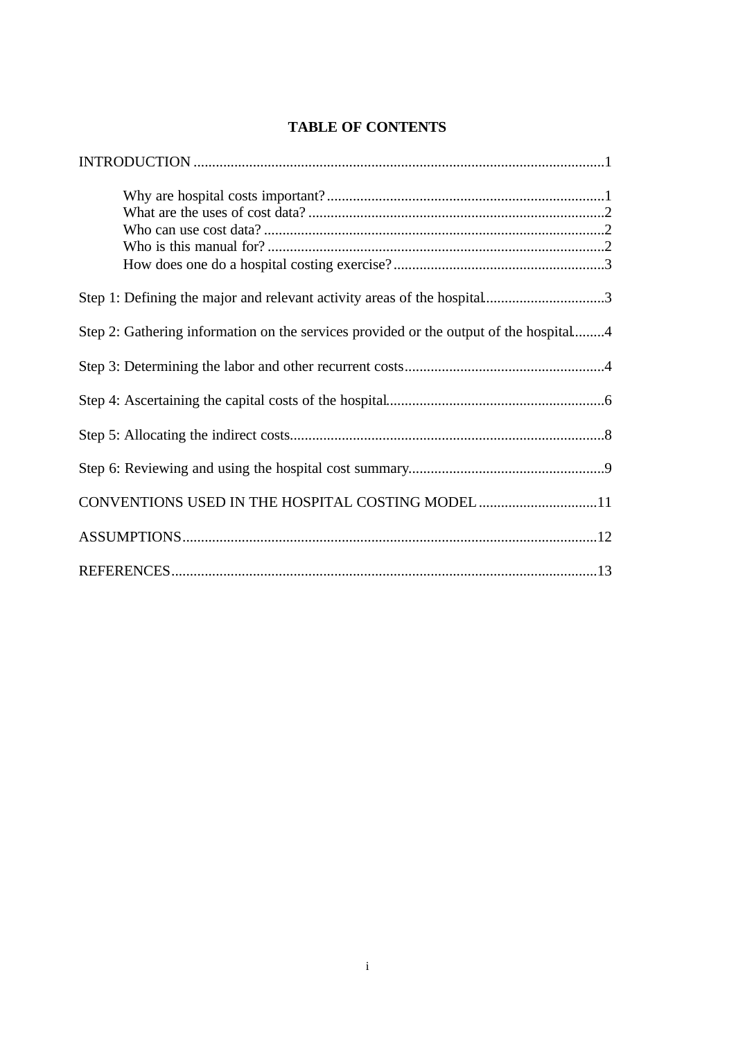# TABLE OF CONTENTS

INTRODUCTION ....................................................................................................1

- Why are hospital costs important? ....................................................................1
- What are the uses of cost data? .......................................................................2
- Who can use cost data? ....................................................................................2
- Who is this manual for? ...................................................................................2
- How does one do a hospital costing exercise? .................................................3

Step 1: Defining the major and relevant activity areas of the hospital.................................3

Step 2: Gathering information on the services provided or the output of the hospital.........4

Step 3: Determining the labor and other recurrent costs.....................................................4

Step 4: Ascertaining the capital costs of the hospital..........................................................6

Step 5: Allocating the indirect costs....................................................................................8

Step 6: Reviewing and using the hospital cost summary....................................................9

CONVENTIONS USED IN THE HOSPITAL COSTING MODEL ................................11

ASSUMPTIONS...............................................................................................................12

REFERENCES..................................................................................................................13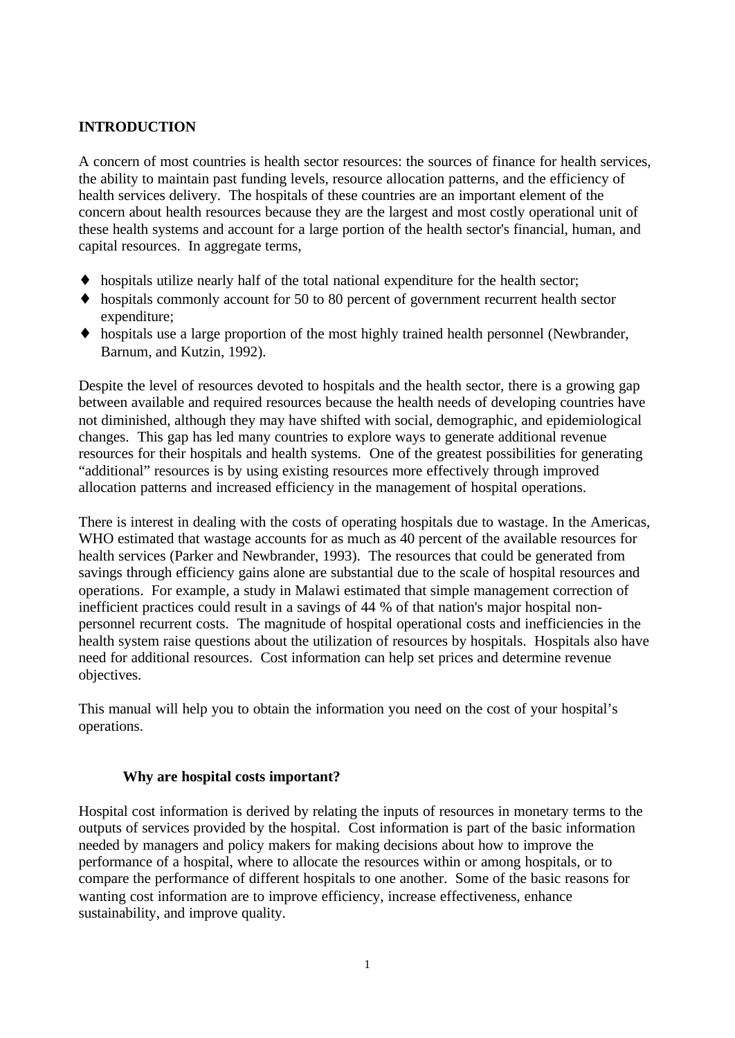# INTRODUCTION

A concern of most countries is health sector resources: the sources of finance for health services, the ability to maintain past funding levels, resource allocation patterns, and the efficiency of health services delivery. The hospitals of these countries are an important element of the concern about health resources because they are the largest and most costly operational unit of these health systems and account for a large portion of the health sector's financial, human, and capital resources. In aggregate terms,

- hospitals utilize nearly half of the total national expenditure for the health sector;
- hospitals commonly account for 50 to 80 percent of government recurrent health sector expenditure;
- hospitals use a large proportion of the most highly trained health personnel (Newbrander, Barnum, and Kutzin, 1992).

Despite the level of resources devoted to hospitals and the health sector, there is a growing gap between available and required resources because the health needs of developing countries have not diminished, although they may have shifted with social, demographic, and epidemiological changes. This gap has led many countries to explore ways to generate additional revenue resources for their hospitals and health systems. One of the greatest possibilities for generating "additional" resources is by using existing resources more effectively through improved allocation patterns and increased efficiency in the management of hospital operations.

There is interest in dealing with the costs of operating hospitals due to wastage. In the Americas, WHO estimated that wastage accounts for as much as 40 percent of the available resources for health services (Parker and Newbrander, 1993). The resources that could be generated from savings through efficiency gains alone are substantial due to the scale of hospital resources and operations. For example, a study in Malawi estimated that simple management correction of inefficient practices could result in a savings of 44 % of that nation's major hospital non-personnel recurrent costs. The magnitude of hospital operational costs and inefficiencies in the health system raise questions about the utilization of resources by hospitals. Hospitals also have need for additional resources. Cost information can help set prices and determine revenue objectives.

This manual will help you to obtain the information you need on the cost of your hospital's operations.

## Why are hospital costs important?

Hospital cost information is derived by relating the inputs of resources in monetary terms to the outputs of services provided by the hospital. Cost information is part of the basic information needed by managers and policy makers for making decisions about how to improve the performance of a hospital, where to allocate the resources within or among hospitals, or to compare the performance of different hospitals to one another. Some of the basic reasons for wanting cost information are to improve efficiency, increase effectiveness, enhance sustainability, and improve quality.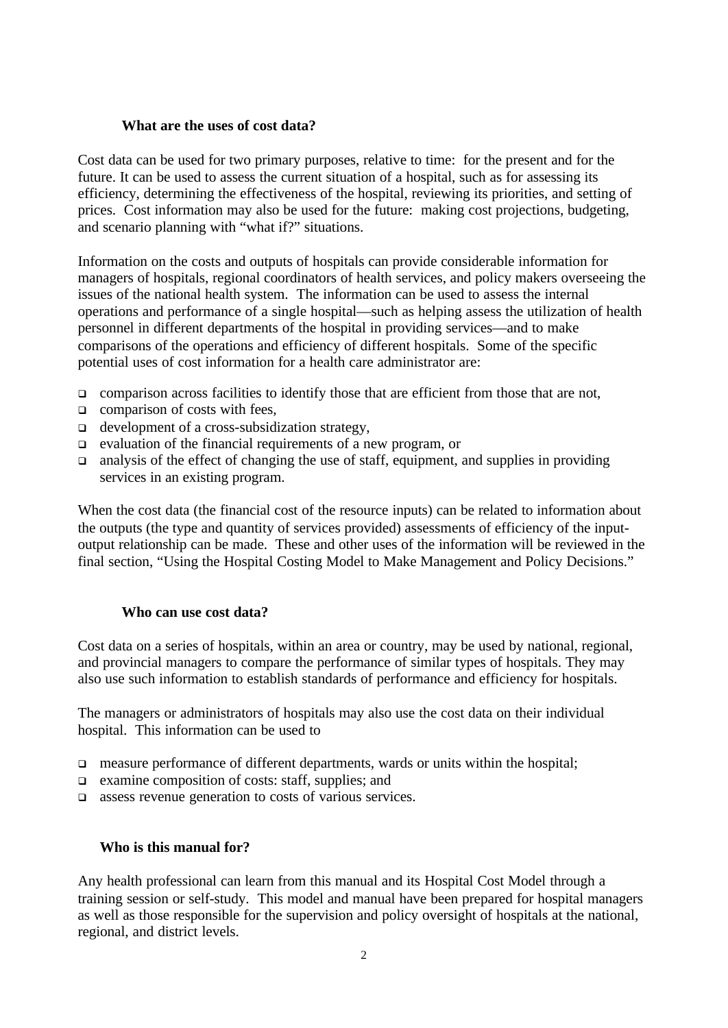### What are the uses of cost data?

Cost data can be used for two primary purposes, relative to time: for the present and for the future. It can be used to assess the current situation of a hospital, such as for assessing its efficiency, determining the effectiveness of the hospital, reviewing its priorities, and setting of prices. Cost information may also be used for the future: making cost projections, budgeting, and scenario planning with "what if?" situations.

Information on the costs and outputs of hospitals can provide considerable information for managers of hospitals, regional coordinators of health services, and policy makers overseeing the issues of the national health system. The information can be used to assess the internal operations and performance of a single hospital—such as helping assess the utilization of health personnel in different departments of the hospital in providing services—and to make comparisons of the operations and efficiency of different hospitals. Some of the specific potential uses of cost information for a health care administrator are:

- comparison across facilities to identify those that are efficient from those that are not,
- comparison of costs with fees,
- development of a cross-subsidization strategy,
- evaluation of the financial requirements of a new program, or
- analysis of the effect of changing the use of staff, equipment, and supplies in providing services in an existing program.

When the cost data (the financial cost of the resource inputs) can be related to information about the outputs (the type and quantity of services provided) assessments of efficiency of the input-output relationship can be made. These and other uses of the information will be reviewed in the final section, "Using the Hospital Costing Model to Make Management and Policy Decisions."

### Who can use cost data?

Cost data on a series of hospitals, within an area or country, may be used by national, regional, and provincial managers to compare the performance of similar types of hospitals. They may also use such information to establish standards of performance and efficiency for hospitals.

The managers or administrators of hospitals may also use the cost data on their individual hospital. This information can be used to

- measure performance of different departments, wards or units within the hospital;
- examine composition of costs: staff, supplies; and
- assess revenue generation to costs of various services.

### Who is this manual for?

Any health professional can learn from this manual and its Hospital Cost Model through a training session or self-study. This model and manual have been prepared for hospital managers as well as those responsible for the supervision and policy oversight of hospitals at the national, regional, and district levels.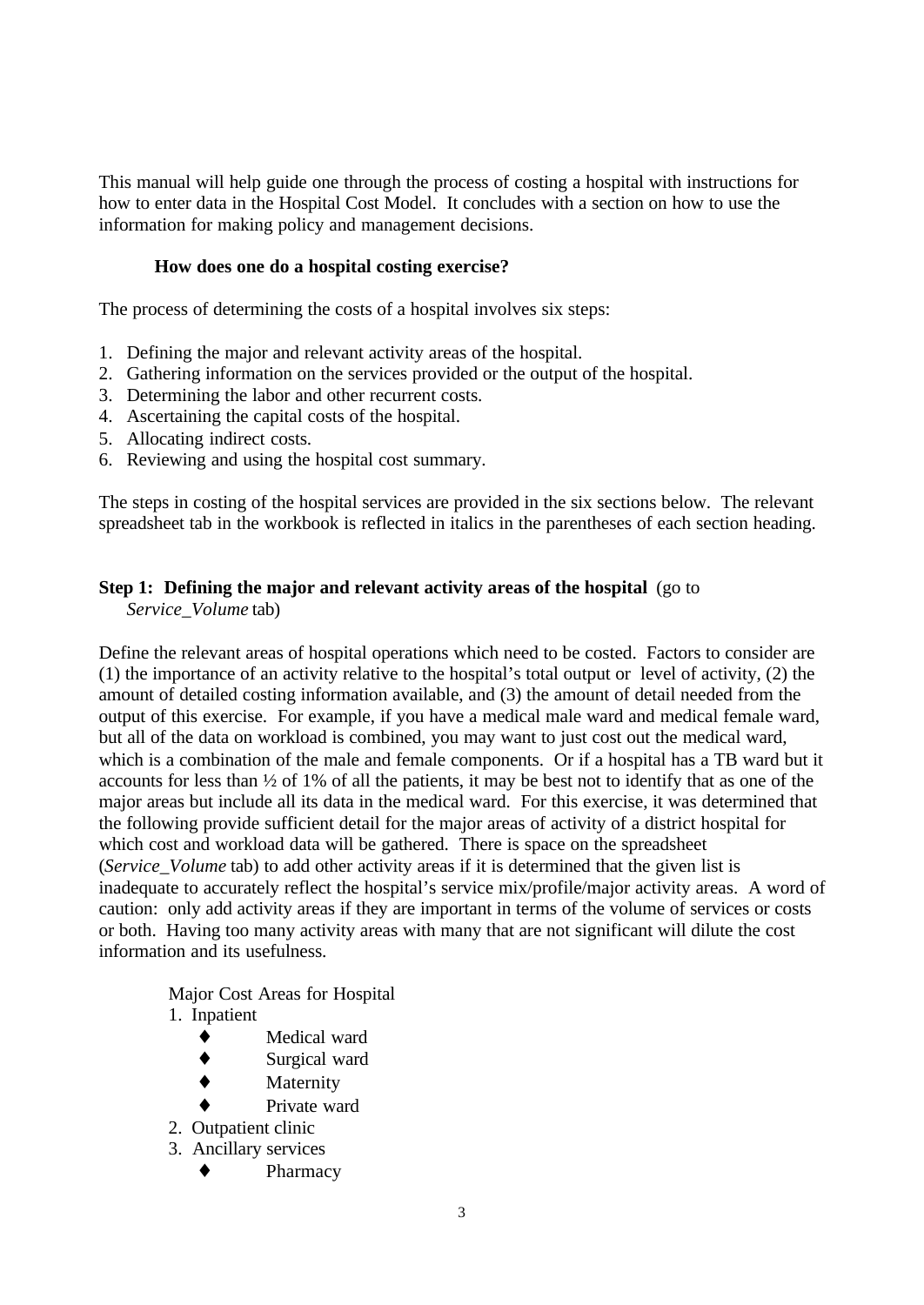This manual will help guide one through the process of costing a hospital with instructions for how to enter data in the Hospital Cost Model. It concludes with a section on how to use the information for making policy and management decisions.

**How does one do a hospital costing exercise?**

The process of determining the costs of a hospital involves six steps:

1. Defining the major and relevant activity areas of the hospital.
2. Gathering information on the services provided or the output of the hospital.
3. Determining the labor and other recurrent costs.
4. Ascertaining the capital costs of the hospital.
5. Allocating indirect costs.
6. Reviewing and using the hospital cost summary.

The steps in costing of the hospital services are provided in the six sections below. The relevant spreadsheet tab in the workbook is reflected in italics in the parentheses of each section heading.

**Step 1: Defining the major and relevant activity areas of the hospital** (go to *Service_Volume* tab)

Define the relevant areas of hospital operations which need to be costed. Factors to consider are (1) the importance of an activity relative to the hospital's total output or level of activity, (2) the amount of detailed costing information available, and (3) the amount of detail needed from the output of this exercise. For example, if you have a medical male ward and medical female ward, but all of the data on workload is combined, you may want to just cost out the medical ward, which is a combination of the male and female components. Or if a hospital has a TB ward but it accounts for less than ½ of 1% of all the patients, it may be best not to identify that as one of the major areas but include all its data in the medical ward. For this exercise, it was determined that the following provide sufficient detail for the major areas of activity of a district hospital for which cost and workload data will be gathered. There is space on the spreadsheet (*Service_Volume* tab) to add other activity areas if it is determined that the given list is inadequate to accurately reflect the hospital's service mix/profile/major activity areas. A word of caution: only add activity areas if they are important in terms of the volume of services or costs or both. Having too many activity areas with many that are not significant will dilute the cost information and its usefulness.

Major Cost Areas for Hospital

1. Inpatient
   - Medical ward
   - Surgical ward
   - Maternity
   - Private ward
2. Outpatient clinic
3. Ancillary services
   - Pharmacy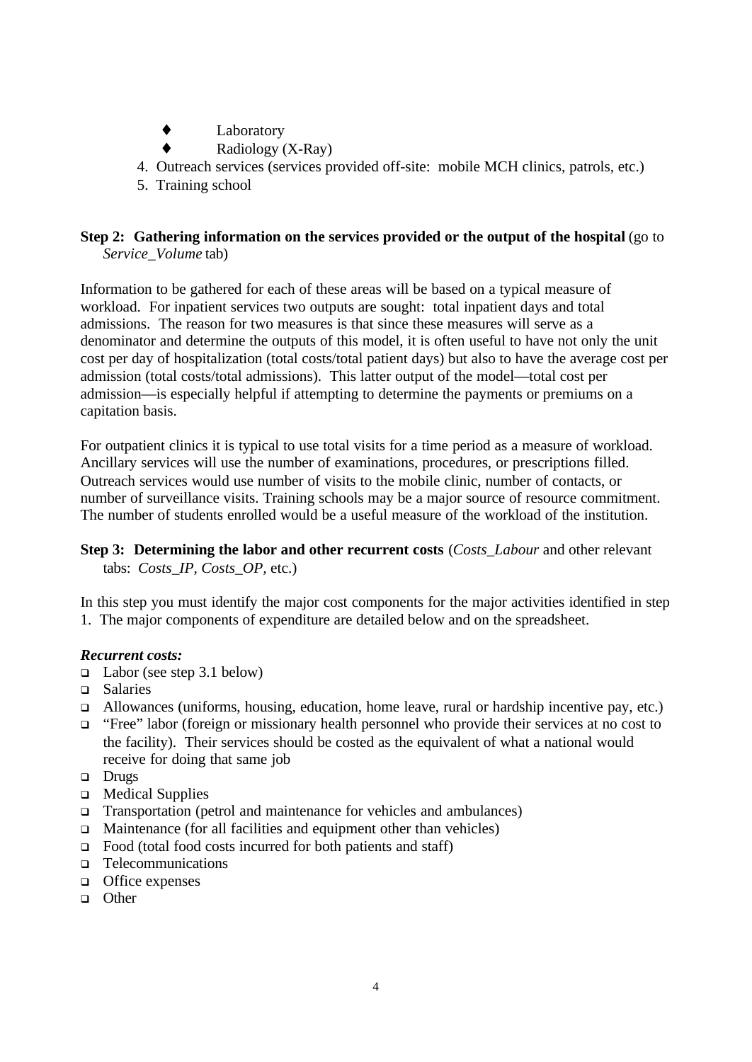- Laboratory
- Radiology (X-Ray)

4. Outreach services (services provided off-site: mobile MCH clinics, patrols, etc.)
5. Training school

**Step 2: Gathering information on the services provided or the output of the hospital** (go to *Service_Volume* tab)

Information to be gathered for each of these areas will be based on a typical measure of workload. For inpatient services two outputs are sought: total inpatient days and total admissions. The reason for two measures is that since these measures will serve as a denominator and determine the outputs of this model, it is often useful to have not only the unit cost per day of hospitalization (total costs/total patient days) but also to have the average cost per admission (total costs/total admissions). This latter output of the model—total cost per admission—is especially helpful if attempting to determine the payments or premiums on a capitation basis.

For outpatient clinics it is typical to use total visits for a time period as a measure of workload. Ancillary services will use the number of examinations, procedures, or prescriptions filled. Outreach services would use number of visits to the mobile clinic, number of contacts, or number of surveillance visits. Training schools may be a major source of resource commitment. The number of students enrolled would be a useful measure of the workload of the institution.

**Step 3: Determining the labor and other recurrent costs** (*Costs_Labour* and other relevant tabs: *Costs_IP*, *Costs_OP*, etc.)

In this step you must identify the major cost components for the major activities identified in step 1. The major components of expenditure are detailed below and on the spreadsheet.

***Recurrent costs:***

- Labor (see step 3.1 below)
- Salaries
- Allowances (uniforms, housing, education, home leave, rural or hardship incentive pay, etc.)
- "Free" labor (foreign or missionary health personnel who provide their services at no cost to the facility). Their services should be costed as the equivalent of what a national would receive for doing that same job
- Drugs
- Medical Supplies
- Transportation (petrol and maintenance for vehicles and ambulances)
- Maintenance (for all facilities and equipment other than vehicles)
- Food (total food costs incurred for both patients and staff)
- Telecommunications
- Office expenses
- Other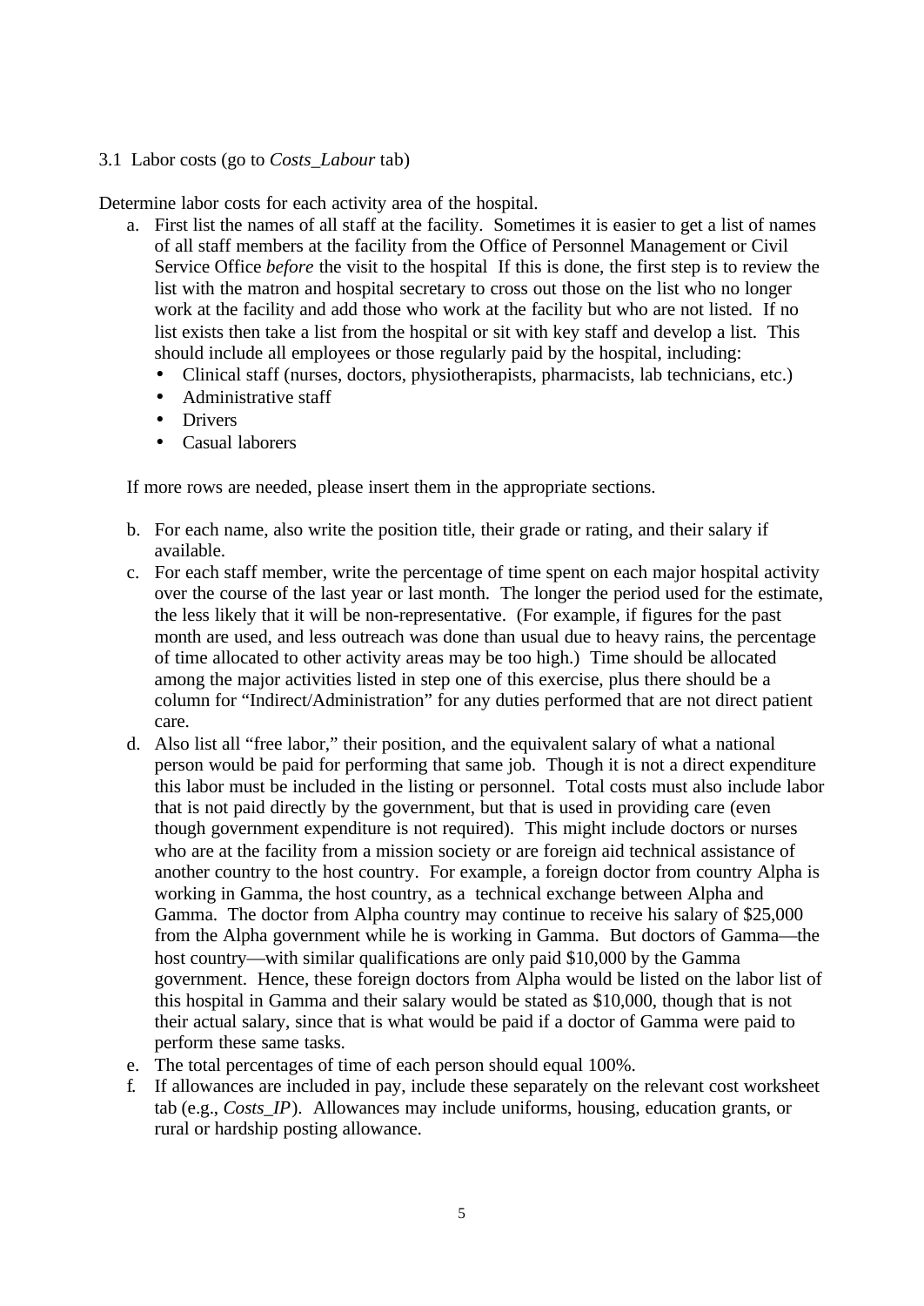### 3.1 Labor costs (go to *Costs_Labour* tab)

Determine labor costs for each activity area of the hospital.

a. First list the names of all staff at the facility. Sometimes it is easier to get a list of names of all staff members at the facility from the Office of Personnel Management or Civil Service Office *before* the visit to the hospital If this is done, the first step is to review the list with the matron and hospital secretary to cross out those on the list who no longer work at the facility and add those who work at the facility but who are not listed. If no list exists then take a list from the hospital or sit with key staff and develop a list. This should include all employees or those regularly paid by the hospital, including:
   - Clinical staff (nurses, doctors, physiotherapists, pharmacists, lab technicians, etc.)
   - Administrative staff
   - Drivers
   - Casual laborers

   If more rows are needed, please insert them in the appropriate sections.

b. For each name, also write the position title, their grade or rating, and their salary if available.

c. For each staff member, write the percentage of time spent on each major hospital activity over the course of the last year or last month. The longer the period used for the estimate, the less likely that it will be non-representative. (For example, if figures for the past month are used, and less outreach was done than usual due to heavy rains, the percentage of time allocated to other activity areas may be too high.) Time should be allocated among the major activities listed in step one of this exercise, plus there should be a column for "Indirect/Administration" for any duties performed that are not direct patient care.

d. Also list all "free labor," their position, and the equivalent salary of what a national person would be paid for performing that same job. Though it is not a direct expenditure this labor must be included in the listing or personnel. Total costs must also include labor that is not paid directly by the government, but that is used in providing care (even though government expenditure is not required). This might include doctors or nurses who are at the facility from a mission society or are foreign aid technical assistance of another country to the host country. For example, a foreign doctor from country Alpha is working in Gamma, the host country, as a technical exchange between Alpha and Gamma. The doctor from Alpha country may continue to receive his salary of $25,000 from the Alpha government while he is working in Gamma. But doctors of Gamma—the host country—with similar qualifications are only paid $10,000 by the Gamma government. Hence, these foreign doctors from Alpha would be listed on the labor list of this hospital in Gamma and their salary would be stated as $10,000, though that is not their actual salary, since that is what would be paid if a doctor of Gamma were paid to perform these same tasks.

e. The total percentages of time of each person should equal 100%.

f. If allowances are included in pay, include these separately on the relevant cost worksheet tab (e.g., *Costs_IP*). Allowances may include uniforms, housing, education grants, or rural or hardship posting allowance.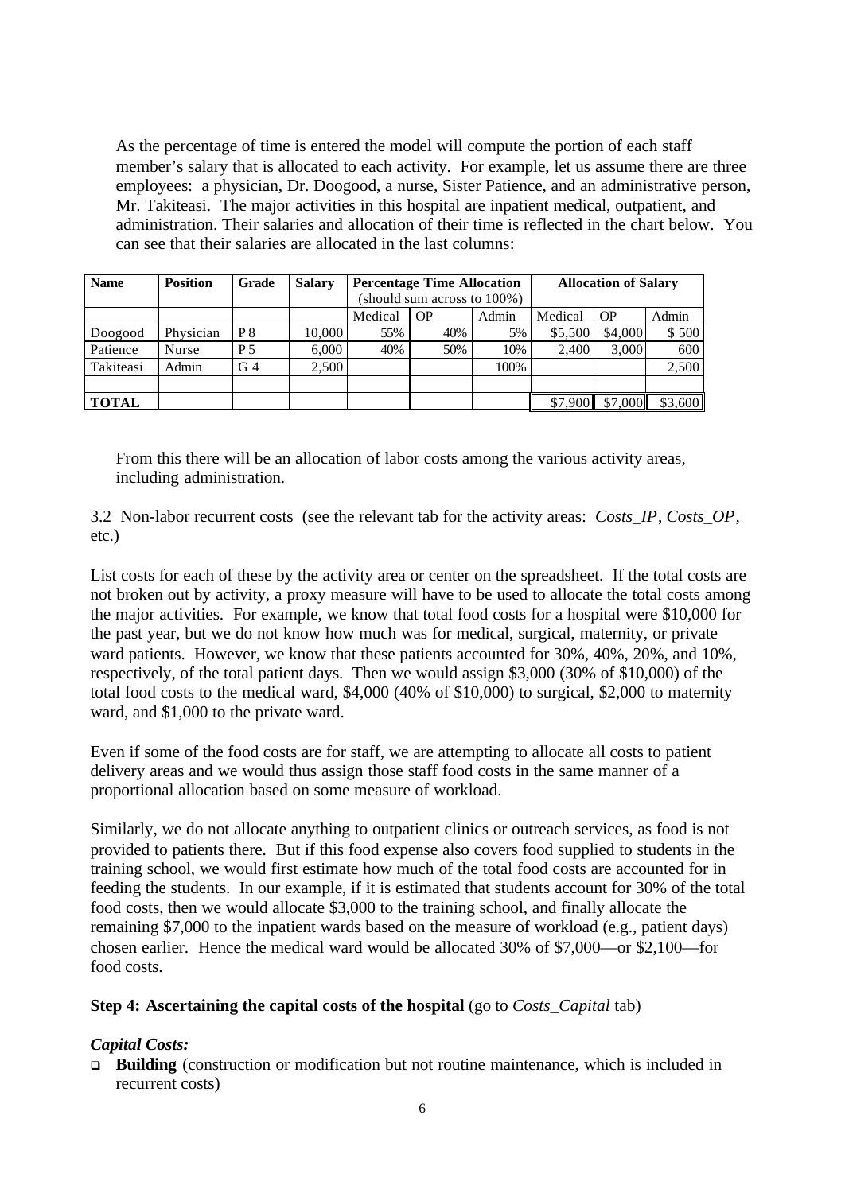As the percentage of time is entered the model will compute the portion of each staff member's salary that is allocated to each activity. For example, let us assume there are three employees: a physician, Dr. Doogood, a nurse, Sister Patience, and an administrative person, Mr. Takiteasi. The major activities in this hospital are inpatient medical, outpatient, and administration. Their salaries and allocation of their time is reflected in the chart below. You can see that their salaries are allocated in the last columns:

| **Name** | **Position** | **Grade** | **Salary** | **Percentage Time Allocation** (should sum across to 100%) | | | **Allocation of Salary** | | |
|---|---|---|---|---|---|---|---|---|---|
| | | | | Medical | OP | Admin | Medical | OP | Admin |
| Doogood | Physician | P 8 | 10,000 | 55% | 40% | 5% | $5,500 | $4,000 | $ 500 |
| Patience | Nurse | P 5 | 6,000 | 40% | 50% | 10% | 2,400 | 3,000 | 600 |
| Takiteasi | Admin | G 4 | 2,500 | | | 100% | | | 2,500 |
| | | | | | | | | | |
| **TOTAL** | | | | | | | $7,900 | $7,000 | $3,600 |

From this there will be an allocation of labor costs among the various activity areas, including administration.

3.2 Non-labor recurrent costs (see the relevant tab for the activity areas: *Costs_IP*, *Costs_OP*, etc.)

List costs for each of these by the activity area or center on the spreadsheet. If the total costs are not broken out by activity, a proxy measure will have to be used to allocate the total costs among the major activities. For example, we know that total food costs for a hospital were $10,000 for the past year, but we do not know how much was for medical, surgical, maternity, or private ward patients. However, we know that these patients accounted for 30%, 40%, 20%, and 10%, respectively, of the total patient days. Then we would assign $3,000 (30% of $10,000) of the total food costs to the medical ward, $4,000 (40% of $10,000) to surgical, $2,000 to maternity ward, and $1,000 to the private ward.

Even if some of the food costs are for staff, we are attempting to allocate all costs to patient delivery areas and we would thus assign those staff food costs in the same manner of a proportional allocation based on some measure of workload.

Similarly, we do not allocate anything to outpatient clinics or outreach services, as food is not provided to patients there. But if this food expense also covers food supplied to students in the training school, we would first estimate how much of the total food costs are accounted for in feeding the students. In our example, if it is estimated that students account for 30% of the total food costs, then we would allocate $3,000 to the training school, and finally allocate the remaining $7,000 to the inpatient wards based on the measure of workload (e.g., patient days) chosen earlier. Hence the medical ward would be allocated 30% of $7,000—or $2,100—for food costs.

**Step 4: Ascertaining the capital costs of the hospital** (go to *Costs_Capital* tab)

***Capital Costs:***

- **Building** (construction or modification but not routine maintenance, which is included in recurrent costs)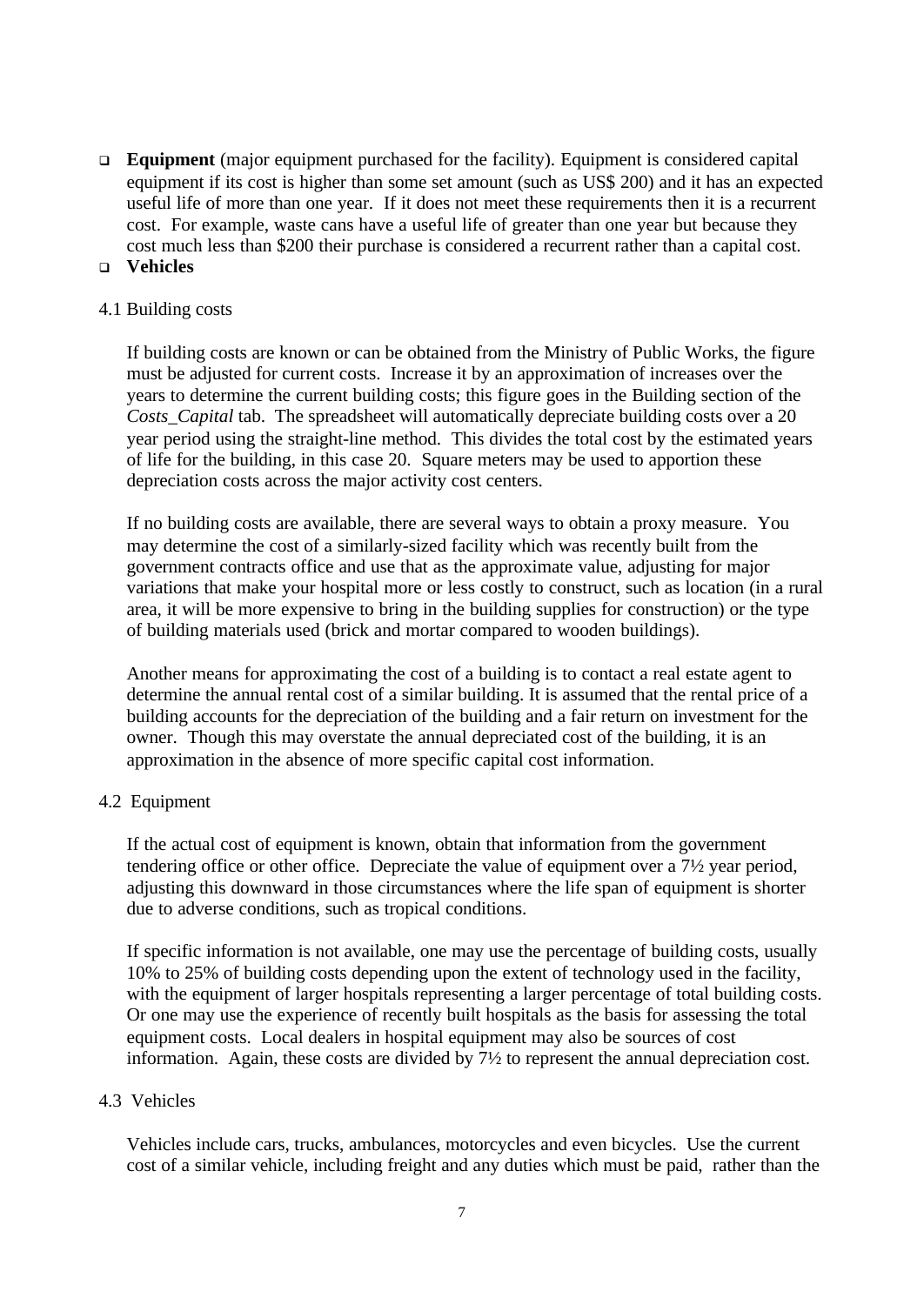- **Equipment** (major equipment purchased for the facility). Equipment is considered capital equipment if its cost is higher than some set amount (such as US$ 200) and it has an expected useful life of more than one year. If it does not meet these requirements then it is a recurrent cost. For example, waste cans have a useful life of greater than one year but because they cost much less than $200 their purchase is considered a recurrent rather than a capital cost.
- **Vehicles**

4.1 Building costs

If building costs are known or can be obtained from the Ministry of Public Works, the figure must be adjusted for current costs. Increase it by an approximation of increases over the years to determine the current building costs; this figure goes in the Building section of the *Costs_Capital* tab. The spreadsheet will automatically depreciate building costs over a 20 year period using the straight-line method. This divides the total cost by the estimated years of life for the building, in this case 20. Square meters may be used to apportion these depreciation costs across the major activity cost centers.

If no building costs are available, there are several ways to obtain a proxy measure. You may determine the cost of a similarly-sized facility which was recently built from the government contracts office and use that as the approximate value, adjusting for major variations that make your hospital more or less costly to construct, such as location (in a rural area, it will be more expensive to bring in the building supplies for construction) or the type of building materials used (brick and mortar compared to wooden buildings).

Another means for approximating the cost of a building is to contact a real estate agent to determine the annual rental cost of a similar building. It is assumed that the rental price of a building accounts for the depreciation of the building and a fair return on investment for the owner. Though this may overstate the annual depreciated cost of the building, it is an approximation in the absence of more specific capital cost information.

4.2 Equipment

If the actual cost of equipment is known, obtain that information from the government tendering office or other office. Depreciate the value of equipment over a 7½ year period, adjusting this downward in those circumstances where the life span of equipment is shorter due to adverse conditions, such as tropical conditions.

If specific information is not available, one may use the percentage of building costs, usually 10% to 25% of building costs depending upon the extent of technology used in the facility, with the equipment of larger hospitals representing a larger percentage of total building costs. Or one may use the experience of recently built hospitals as the basis for assessing the total equipment costs. Local dealers in hospital equipment may also be sources of cost information. Again, these costs are divided by 7½ to represent the annual depreciation cost.

4.3 Vehicles

Vehicles include cars, trucks, ambulances, motorcycles and even bicycles. Use the current cost of a similar vehicle, including freight and any duties which must be paid, rather than the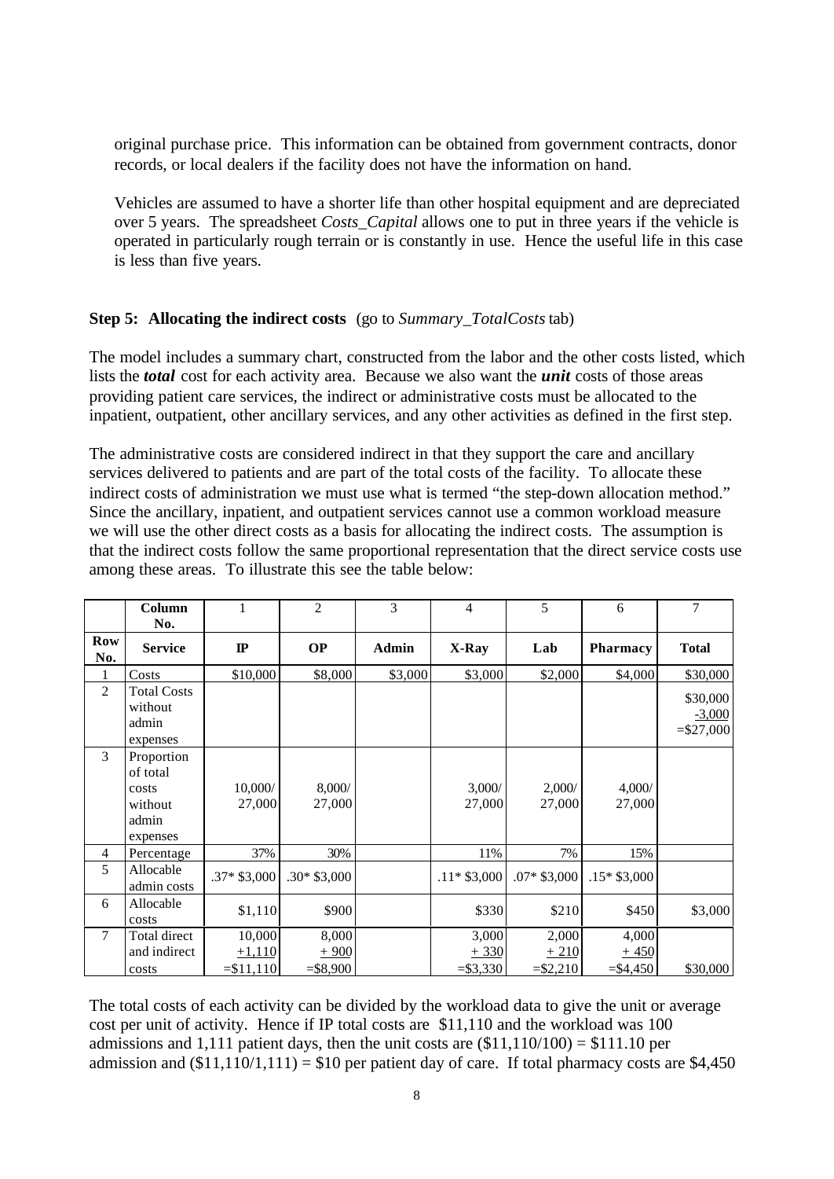original purchase price. This information can be obtained from government contracts, donor records, or local dealers if the facility does not have the information on hand.

Vehicles are assumed to have a shorter life than other hospital equipment and are depreciated over 5 years. The spreadsheet *Costs_Capital* allows one to put in three years if the vehicle is operated in particularly rough terrain or is constantly in use. Hence the useful life in this case is less than five years.

**Step 5: Allocating the indirect costs** (go to *Summary_TotalCosts* tab)

The model includes a summary chart, constructed from the labor and the other costs listed, which lists the ***total*** cost for each activity area. Because we also want the ***unit*** costs of those areas providing patient care services, the indirect or administrative costs must be allocated to the inpatient, outpatient, other ancillary services, and any other activities as defined in the first step.

The administrative costs are considered indirect in that they support the care and ancillary services delivered to patients and are part of the total costs of the facility. To allocate these indirect costs of administration we must use what is termed "the step-down allocation method." Since the ancillary, inpatient, and outpatient services cannot use a common workload measure we will use the other direct costs as a basis for allocating the indirect costs. The assumption is that the indirect costs follow the same proportional representation that the direct service costs use among these areas. To illustrate this see the table below:

| | **Column No.** | 1 | 2 | 3 | 4 | 5 | 6 | 7 |
|---|---|---|---|---|---|---|---|---|
| **Row No.** | **Service** | **IP** | **OP** | **Admin** | **X-Ray** | **Lab** | **Pharmacy** | **Total** |
| 1 | Costs | \$10,000 | \$8,000 | \$3,000 | \$3,000 | \$2,000 | \$4,000 | \$30,000 |
| 2 | Total Costs without admin expenses | | | | | | | \$30,000 -3,000 =\$27,000 |
| 3 | Proportion of total costs without admin expenses | 10,000/ 27,000 | 8,000/ 27,000 | | 3,000/ 27,000 | 2,000/ 27,000 | 4,000/ 27,000 | |
| 4 | Percentage | 37% | 30% | | 11% | 7% | 15% | |
| 5 | Allocable admin costs | .37* \$3,000 | .30* \$3,000 | | .11* \$3,000 | .07* \$3,000 | .15* \$3,000 | |
| 6 | Allocable costs | \$1,110 | \$900 | | \$330 | \$210 | \$450 | \$3,000 |
| 7 | Total direct and indirect costs | 10,000 +1,110 =\$11,110 | 8,000 + 900 =\$8,900 | | 3,000 + 330 =\$3,330 | 2,000 + 210 =\$2,210 | 4,000 + 450 =\$4,450 | \$30,000 |

The total costs of each activity can be divided by the workload data to give the unit or average cost per unit of activity. Hence if IP total costs are \$11,110 and the workload was 100 admissions and 1,111 patient days, then the unit costs are (\$11,110/100) = \$111.10 per admission and (\$11,110/1,111) = \$10 per patient day of care. If total pharmacy costs are \$4,450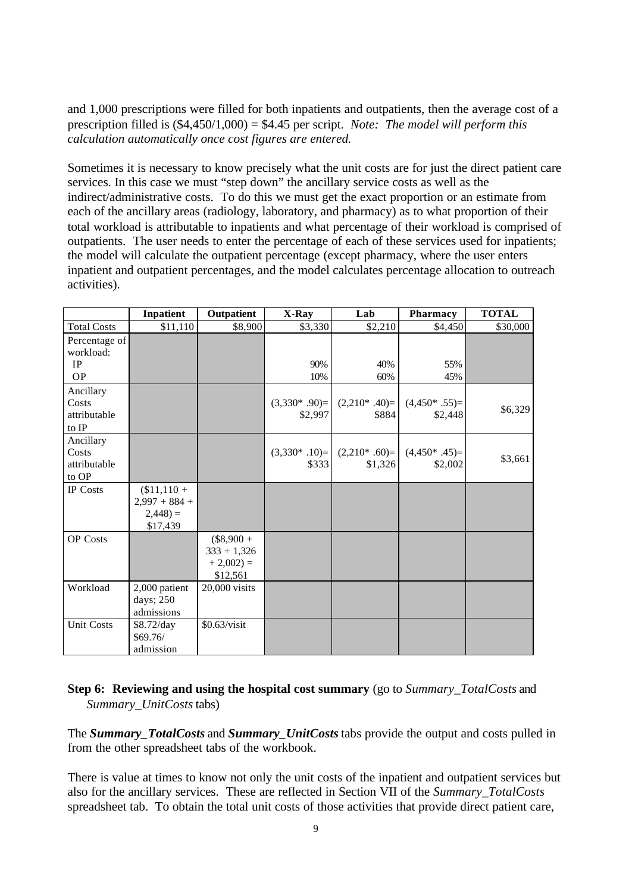and 1,000 prescriptions were filled for both inpatients and outpatients, then the average cost of a prescription filled is ($4,450/1,000) = $4.45 per script. *Note: The model will perform this calculation automatically once cost figures are entered.*

Sometimes it is necessary to know precisely what the unit costs are for just the direct patient care services. In this case we must "step down" the ancillary service costs as well as the indirect/administrative costs. To do this we must get the exact proportion or an estimate from each of the ancillary areas (radiology, laboratory, and pharmacy) as to what proportion of their total workload is attributable to inpatients and what percentage of their workload is comprised of outpatients. The user needs to enter the percentage of each of these services used for inpatients; the model will calculate the outpatient percentage (except pharmacy, where the user enters inpatient and outpatient percentages, and the model calculates percentage allocation to outreach activities).

| | Inpatient | Outpatient | X-Ray | Lab | Pharmacy | TOTAL |
|---|---|---|---|---|---|---|
| Total Costs | $11,110 | $8,900 | $3,330 | $2,210 | $4,450 | $30,000 |
| Percentage of workload: IP OP | | | 90% 10% | 40% 60% | 55% 45% | |
| Ancillary Costs attributable to IP | | | (3,330* .90)= $2,997 | (2,210* .40)= $884 | (4,450* .55)= $2,448 | $6,329 |
| Ancillary Costs attributable to OP | | | (3,330* .10)= $333 | (2,210* .60)= $1,326 | (4,450* .45)= $2,002 | $3,661 |
| IP Costs | ($11,110 + 2,997 + 884 + 2,448) = $17,439 | | | | | |
| OP Costs | | ($8,900 + 333 + 1,326 + 2,002) = $12,561 | | | | |
| Workload | 2,000 patient days; 250 admissions | 20,000 visits | | | | |
| Unit Costs | $8.72/day $69.76/ admission | $0.63/visit | | | | |

**Step 6: Reviewing and using the hospital cost summary** (go to *Summary_TotalCosts* and *Summary_UnitCosts* tabs)

The ***Summary_TotalCosts*** and ***Summary_UnitCosts*** tabs provide the output and costs pulled in from the other spreadsheet tabs of the workbook.

There is value at times to know not only the unit costs of the inpatient and outpatient services but also for the ancillary services. These are reflected in Section VII of the *Summary_TotalCosts* spreadsheet tab. To obtain the total unit costs of those activities that provide direct patient care,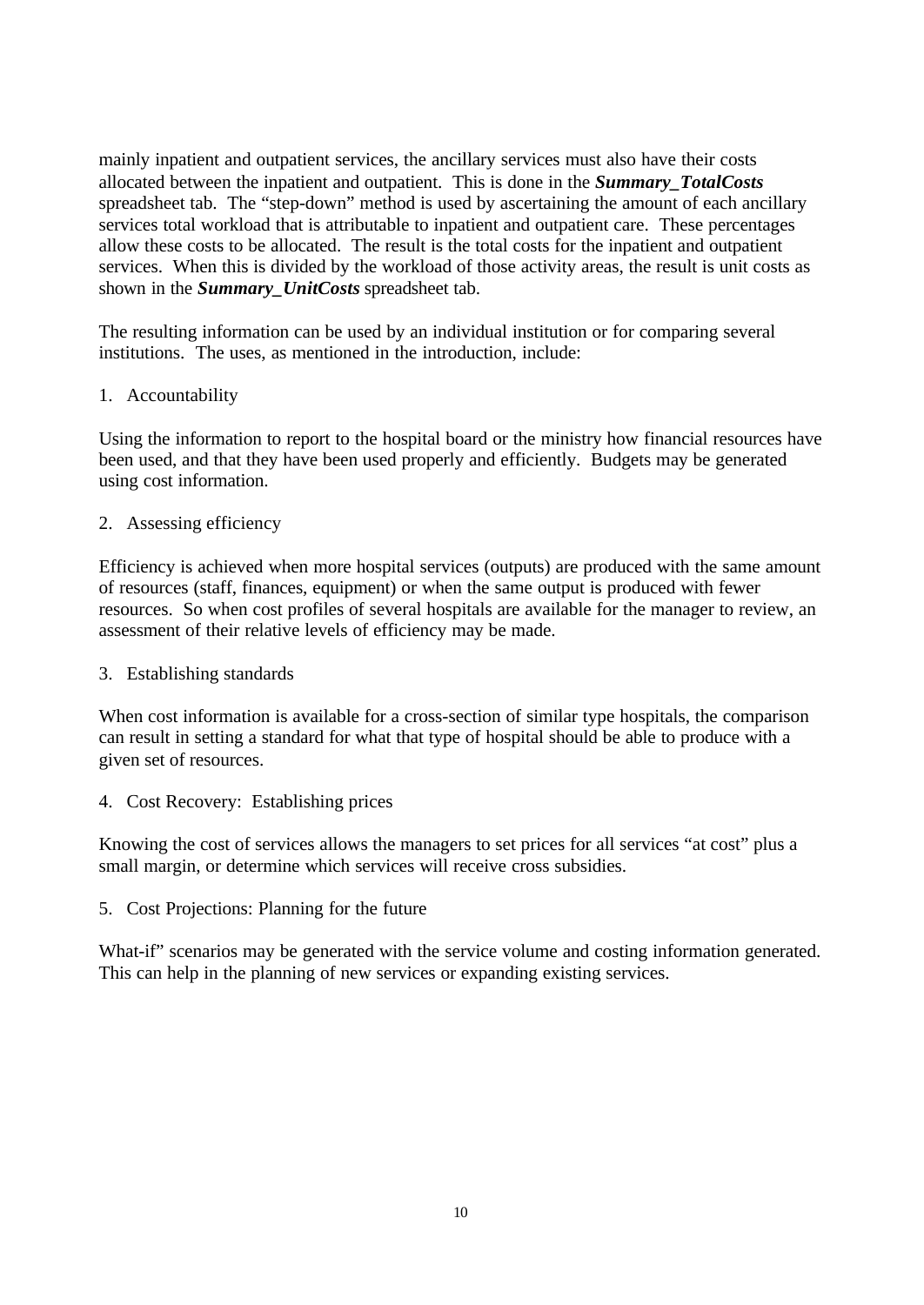mainly inpatient and outpatient services, the ancillary services must also have their costs allocated between the inpatient and outpatient. This is done in the ***Summary_TotalCosts*** spreadsheet tab. The "step-down" method is used by ascertaining the amount of each ancillary services total workload that is attributable to inpatient and outpatient care. These percentages allow these costs to be allocated. The result is the total costs for the inpatient and outpatient services. When this is divided by the workload of those activity areas, the result is unit costs as shown in the ***Summary_UnitCosts*** spreadsheet tab.

The resulting information can be used by an individual institution or for comparing several institutions. The uses, as mentioned in the introduction, include:

1. Accountability

Using the information to report to the hospital board or the ministry how financial resources have been used, and that they have been used properly and efficiently. Budgets may be generated using cost information.

2. Assessing efficiency

Efficiency is achieved when more hospital services (outputs) are produced with the same amount of resources (staff, finances, equipment) or when the same output is produced with fewer resources. So when cost profiles of several hospitals are available for the manager to review, an assessment of their relative levels of efficiency may be made.

3. Establishing standards

When cost information is available for a cross-section of similar type hospitals, the comparison can result in setting a standard for what that type of hospital should be able to produce with a given set of resources.

4. Cost Recovery: Establishing prices

Knowing the cost of services allows the managers to set prices for all services "at cost" plus a small margin, or determine which services will receive cross subsidies.

5. Cost Projections: Planning for the future

What-if" scenarios may be generated with the service volume and costing information generated. This can help in the planning of new services or expanding existing services.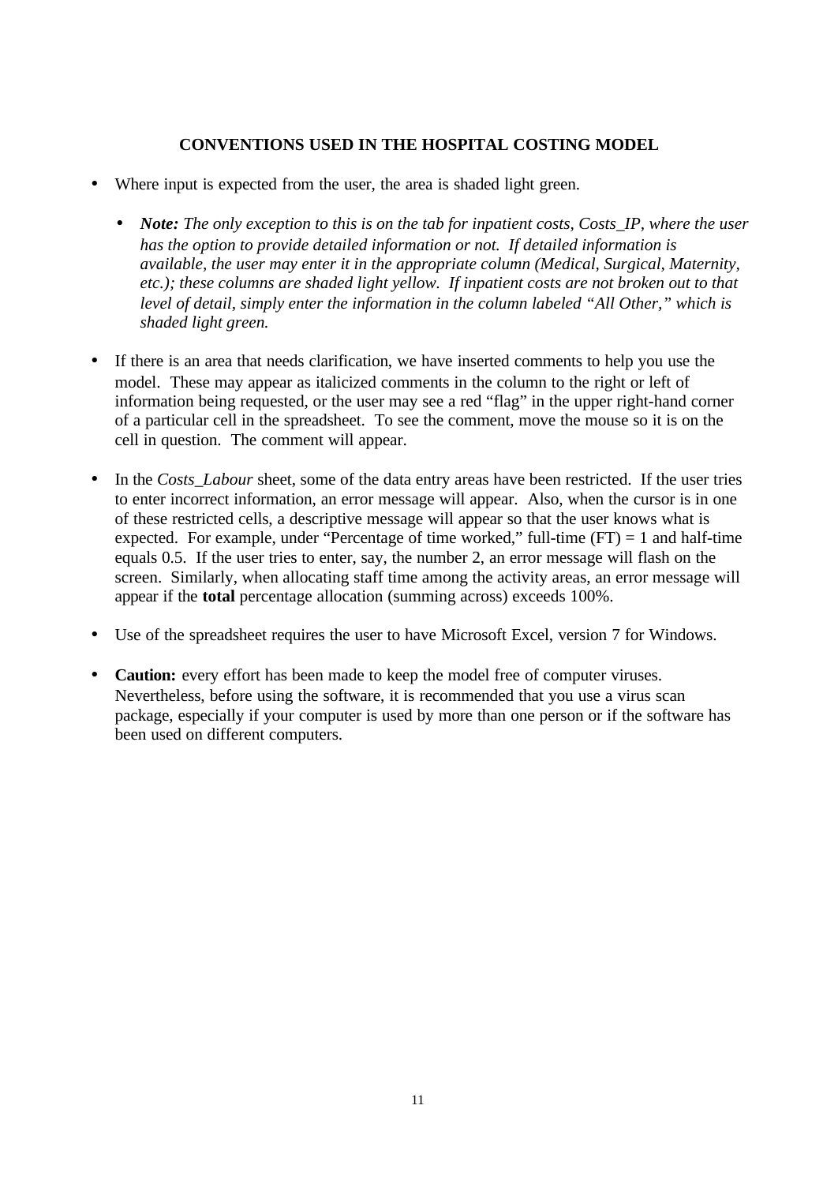## CONVENTIONS USED IN THE HOSPITAL COSTING MODEL

- Where input is expected from the user, the area is shaded light green.
  - ***Note:*** *The only exception to this is on the tab for inpatient costs, Costs_IP, where the user has the option to provide detailed information or not. If detailed information is available, the user may enter it in the appropriate column (Medical, Surgical, Maternity, etc.); these columns are shaded light yellow. If inpatient costs are not broken out to that level of detail, simply enter the information in the column labeled "All Other," which is shaded light green.*

- If there is an area that needs clarification, we have inserted comments to help you use the model. These may appear as italicized comments in the column to the right or left of information being requested, or the user may see a red "flag" in the upper right-hand corner of a particular cell in the spreadsheet. To see the comment, move the mouse so it is on the cell in question. The comment will appear.

- In the *Costs_Labour* sheet, some of the data entry areas have been restricted. If the user tries to enter incorrect information, an error message will appear. Also, when the cursor is in one of these restricted cells, a descriptive message will appear so that the user knows what is expected. For example, under "Percentage of time worked," full-time (FT) = 1 and half-time equals 0.5. If the user tries to enter, say, the number 2, an error message will flash on the screen. Similarly, when allocating staff time among the activity areas, an error message will appear if the **total** percentage allocation (summing across) exceeds 100%.

- Use of the spreadsheet requires the user to have Microsoft Excel, version 7 for Windows.

- **Caution:** every effort has been made to keep the model free of computer viruses. Nevertheless, before using the software, it is recommended that you use a virus scan package, especially if your computer is used by more than one person or if the software has been used on different computers.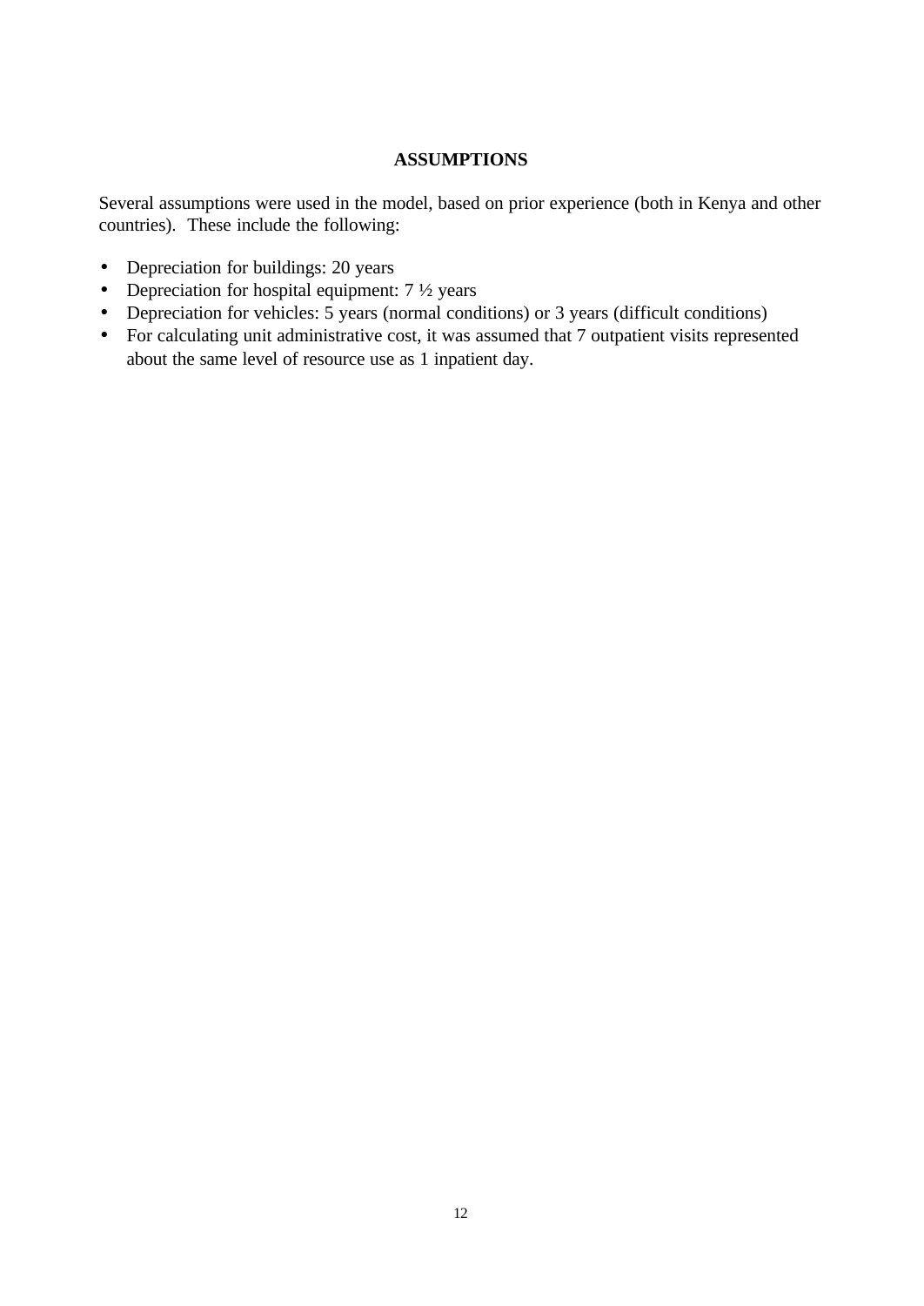## ASSUMPTIONS

Several assumptions were used in the model, based on prior experience (both in Kenya and other countries). These include the following:

- Depreciation for buildings: 20 years
- Depreciation for hospital equipment: 7 ½ years
- Depreciation for vehicles: 5 years (normal conditions) or 3 years (difficult conditions)
- For calculating unit administrative cost, it was assumed that 7 outpatient visits represented about the same level of resource use as 1 inpatient day.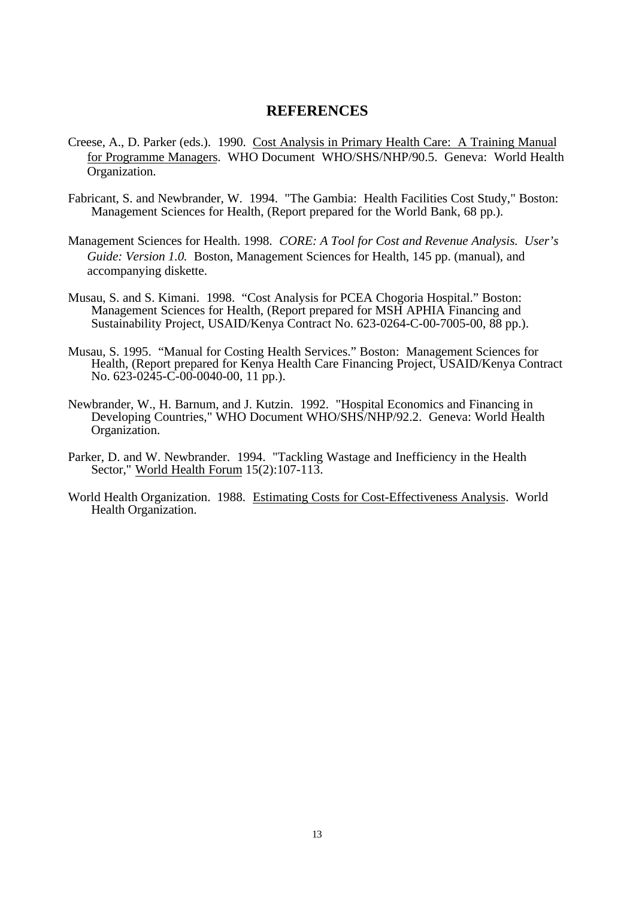# REFERENCES

Creese, A., D. Parker (eds.). 1990. Cost Analysis in Primary Health Care: A Training Manual for Programme Managers. WHO Document WHO/SHS/NHP/90.5. Geneva: World Health Organization.

Fabricant, S. and Newbrander, W. 1994. "The Gambia: Health Facilities Cost Study," Boston: Management Sciences for Health, (Report prepared for the World Bank, 68 pp.).

Management Sciences for Health. 1998. *CORE: A Tool for Cost and Revenue Analysis. User's Guide: Version 1.0.* Boston, Management Sciences for Health, 145 pp. (manual), and accompanying diskette.

Musau, S. and S. Kimani. 1998. "Cost Analysis for PCEA Chogoria Hospital." Boston: Management Sciences for Health, (Report prepared for MSH APHIA Financing and Sustainability Project, USAID/Kenya Contract No. 623-0264-C-00-7005-00, 88 pp.).

Musau, S. 1995. "Manual for Costing Health Services." Boston: Management Sciences for Health, (Report prepared for Kenya Health Care Financing Project, USAID/Kenya Contract No. 623-0245-C-00-0040-00, 11 pp.).

Newbrander, W., H. Barnum, and J. Kutzin. 1992. "Hospital Economics and Financing in Developing Countries," WHO Document WHO/SHS/NHP/92.2. Geneva: World Health Organization.

Parker, D. and W. Newbrander. 1994. "Tackling Wastage and Inefficiency in the Health Sector," World Health Forum 15(2):107-113.

World Health Organization. 1988. Estimating Costs for Cost-Effectiveness Analysis. World Health Organization.